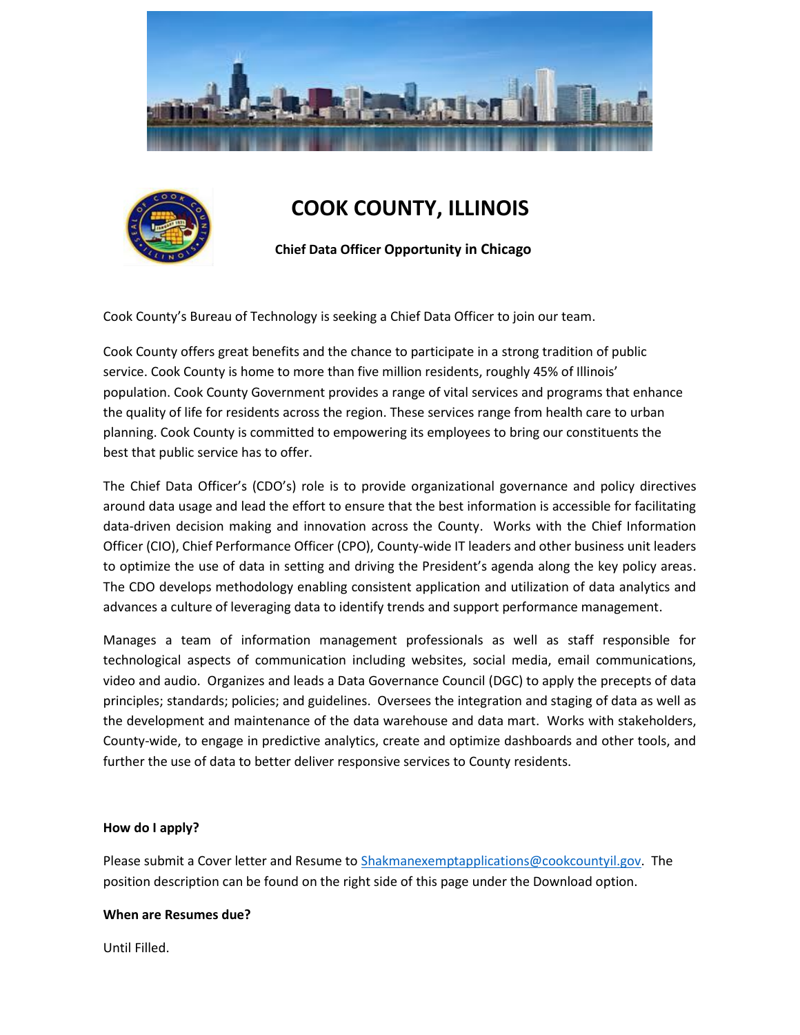# COOK COUNTY, ILLINOIS

### Chief Data Officer Opportunity in Chicago

Cook County's Bureau of Technology is seeking a Chief Data Officer to join our team.

Cook County offers great benefits and the chance to participate in a strong tradition of public service. Cook County is home to more than five million residents, roughly 45% of Illinois' population. Cook County Government provides a range of vital services and programs that enhance the quality of life for residents across the region. These services range from health care to urban planning. Cook County is committed to empowering its employees to bring our constituents the best that public service has to offer.

The Chief Data Officer's (CDO's) role is to provide organizational governance and policy directives around data usage and lead the effort to ensure that the best information is accessible for facilitating data-driven decision making and innovation across the County. Works with the Chief Information Officer (CIO), Chief Performance Officer (CPO), County-wide IT leaders and other business unit leaders to optimize the use of data in setting and driving the President's agenda along the key policy areas. The CDO develops methodology enabling consistent application and utilization of data analytics and advances a culture of leveraging data to identify trends and support performance management.

Manages a team of information management professionals as well as staff responsible for technological aspects of communication including websites, social media, email communications, video and audio. Organizes and leads a Data Governance Council (DGC) to apply the precepts of data principles; standards; policies; and guidelines. Oversees the integration and staging of data as well as the development and maintenance of the data warehouse and data mart. Works with stakeholders, County-wide, to engage in predictive analytics, create and optimize dashboards and other tools, and further the use of data to better deliver responsive services to County residents.

**How do I apply?**

Please submit a Cover letter and Resume to Shakmanexemptapplications@cookcountyil.gov. The position description can be found on the right side of this page under the Download option.

**When are Resumes due?**

Until Filled.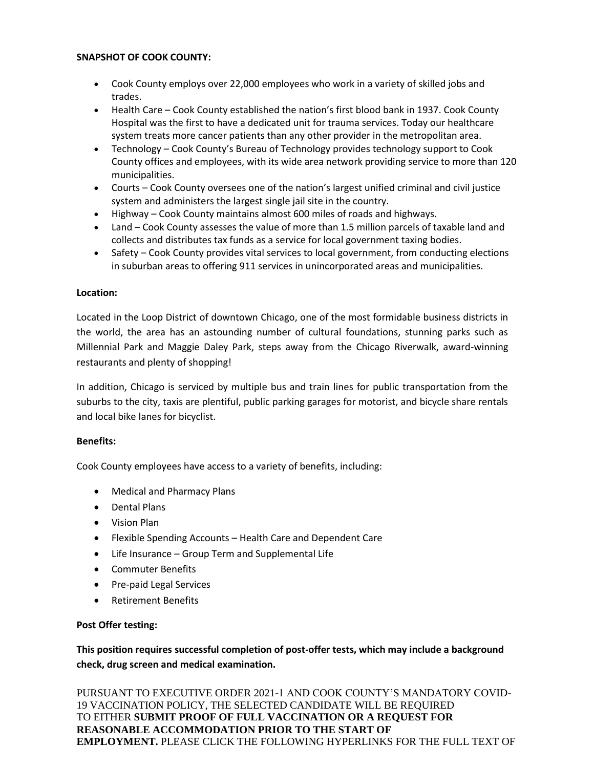**SNAPSHOT OF COOK COUNTY:**

- Cook County employs over 22,000 employees who work in a variety of skilled jobs and trades.
- Health Care – Cook County established the nation's first blood bank in 1937. Cook County Hospital was the first to have a dedicated unit for trauma services. Today our healthcare system treats more cancer patients than any other provider in the metropolitan area.
- Technology – Cook County's Bureau of Technology provides technology support to Cook County offices and employees, with its wide area network providing service to more than 120 municipalities.
- Courts – Cook County oversees one of the nation's largest unified criminal and civil justice system and administers the largest single jail site in the country.
- Highway – Cook County maintains almost 600 miles of roads and highways.
- Land – Cook County assesses the value of more than 1.5 million parcels of taxable land and collects and distributes tax funds as a service for local government taxing bodies.
- Safety – Cook County provides vital services to local government, from conducting elections in suburban areas to offering 911 services in unincorporated areas and municipalities.

**Location:**

Located in the Loop District of downtown Chicago, one of the most formidable business districts in the world, the area has an astounding number of cultural foundations, stunning parks such as Millennial Park and Maggie Daley Park, steps away from the Chicago Riverwalk, award-winning restaurants and plenty of shopping!

In addition, Chicago is serviced by multiple bus and train lines for public transportation from the suburbs to the city, taxis are plentiful, public parking garages for motorist, and bicycle share rentals and local bike lanes for bicyclist.

**Benefits:**

Cook County employees have access to a variety of benefits, including:

- Medical and Pharmacy Plans
- Dental Plans
- Vision Plan
- Flexible Spending Accounts – Health Care and Dependent Care
- Life Insurance – Group Term and Supplemental Life
- Commuter Benefits
- Pre-paid Legal Services
- Retirement Benefits

**Post Offer testing:**

**This position requires successful completion of post-offer tests, which may include a background check, drug screen and medical examination.**

PURSUANT TO EXECUTIVE ORDER 2021-1 AND COOK COUNTY'S MANDATORY COVID-19 VACCINATION POLICY, THE SELECTED CANDIDATE WILL BE REQUIRED TO EITHER **SUBMIT PROOF OF FULL VACCINATION OR A REQUEST FOR REASONABLE ACCOMMODATION PRIOR TO THE START OF EMPLOYMENT.** PLEASE CLICK THE FOLLOWING HYPERLINKS FOR THE FULL TEXT OF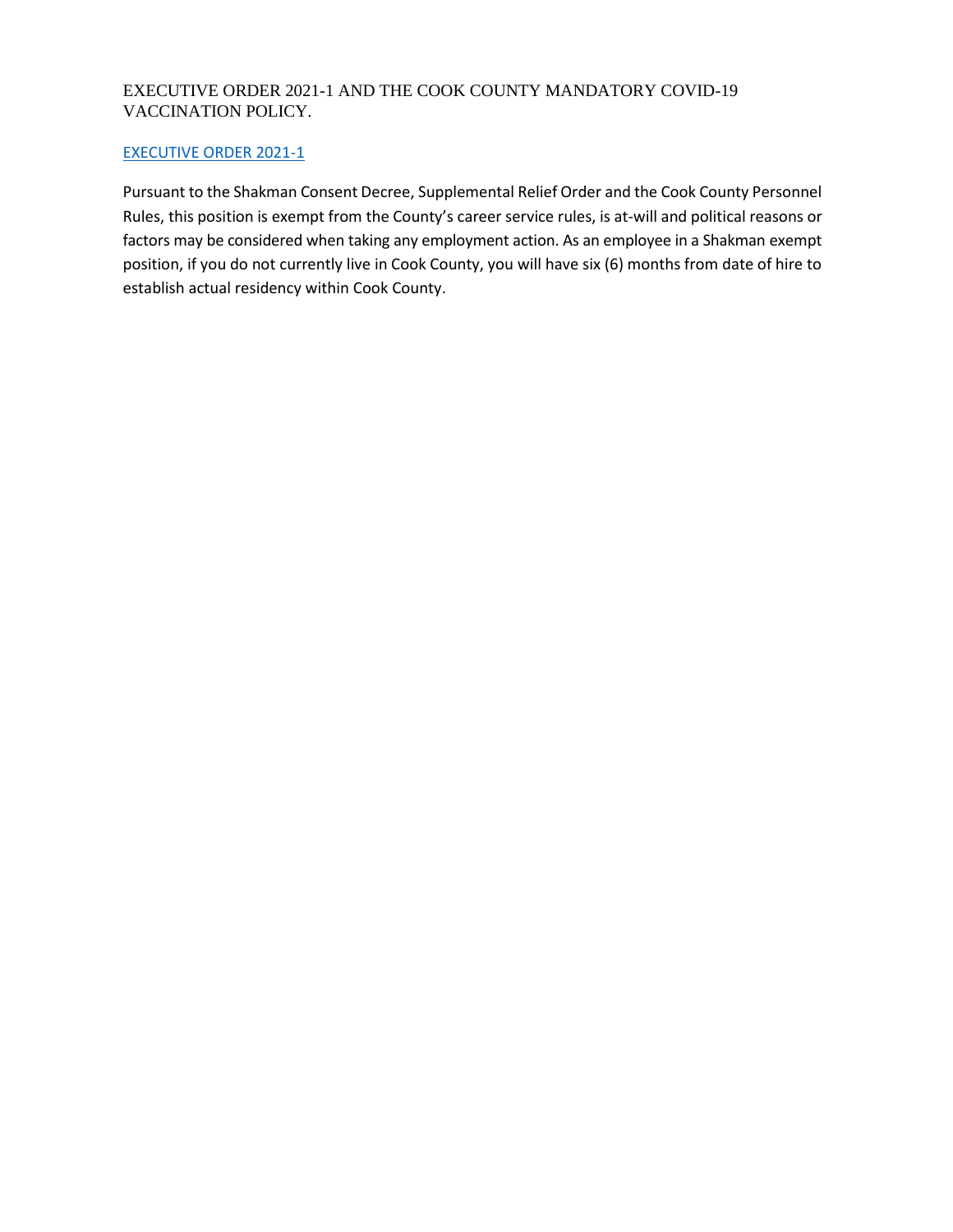EXECUTIVE ORDER 2021-1 AND THE COOK COUNTY MANDATORY COVID-19 VACCINATION POLICY.

[EXECUTIVE ORDER 2021-1]

Pursuant to the Shakman Consent Decree, Supplemental Relief Order and the Cook County Personnel Rules, this position is exempt from the County's career service rules, is at-will and political reasons or factors may be considered when taking any employment action. As an employee in a Shakman exempt position, if you do not currently live in Cook County, you will have six (6) months from date of hire to establish actual residency within Cook County.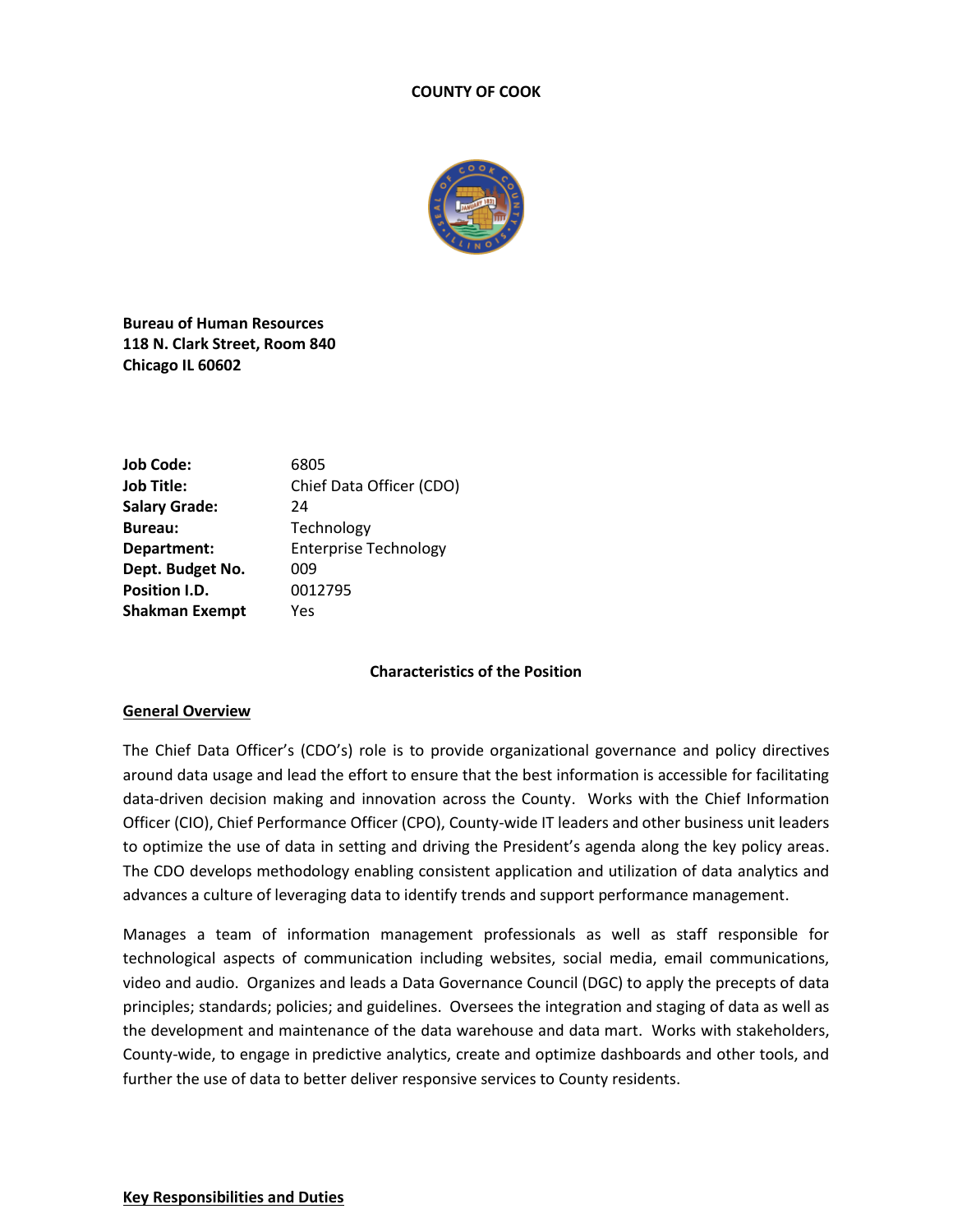**COUNTY OF COOK**

**Bureau of Human Resources**
**118 N. Clark Street, Room 840**
**Chicago IL 60602**

| | |
|---|---|
| **Job Code:** | 6805 |
| **Job Title:** | Chief Data Officer (CDO) |
| **Salary Grade:** | 24 |
| **Bureau:** | Technology |
| **Department:** | Enterprise Technology |
| **Dept. Budget No.** | 009 |
| **Position I.D.** | 0012795 |
| **Shakman Exempt** | Yes |

**Characteristics of the Position**

**General Overview**

The Chief Data Officer's (CDO's) role is to provide organizational governance and policy directives around data usage and lead the effort to ensure that the best information is accessible for facilitating data-driven decision making and innovation across the County. Works with the Chief Information Officer (CIO), Chief Performance Officer (CPO), County-wide IT leaders and other business unit leaders to optimize the use of data in setting and driving the President's agenda along the key policy areas. The CDO develops methodology enabling consistent application and utilization of data analytics and advances a culture of leveraging data to identify trends and support performance management.

Manages a team of information management professionals as well as staff responsible for technological aspects of communication including websites, social media, email communications, video and audio. Organizes and leads a Data Governance Council (DGC) to apply the precepts of data principles; standards; policies; and guidelines. Oversees the integration and staging of data as well as the development and maintenance of the data warehouse and data mart. Works with stakeholders, County-wide, to engage in predictive analytics, create and optimize dashboards and other tools, and further the use of data to better deliver responsive services to County residents.

**Key Responsibilities and Duties**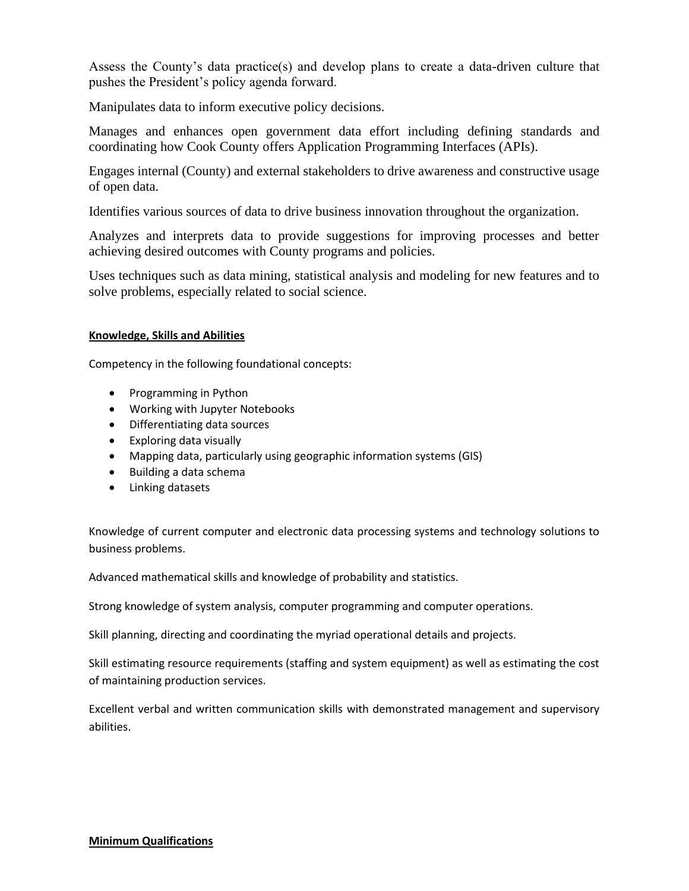Assess the County's data practice(s) and develop plans to create a data-driven culture that pushes the President's policy agenda forward.

Manipulates data to inform executive policy decisions.

Manages and enhances open government data effort including defining standards and coordinating how Cook County offers Application Programming Interfaces (APIs).

Engages internal (County) and external stakeholders to drive awareness and constructive usage of open data.

Identifies various sources of data to drive business innovation throughout the organization.

Analyzes and interprets data to provide suggestions for improving processes and better achieving desired outcomes with County programs and policies.

Uses techniques such as data mining, statistical analysis and modeling for new features and to solve problems, especially related to social science.

**Knowledge, Skills and Abilities**

Competency in the following foundational concepts:

- Programming in Python
- Working with Jupyter Notebooks
- Differentiating data sources
- Exploring data visually
- Mapping data, particularly using geographic information systems (GIS)
- Building a data schema
- Linking datasets

Knowledge of current computer and electronic data processing systems and technology solutions to business problems.

Advanced mathematical skills and knowledge of probability and statistics.

Strong knowledge of system analysis, computer programming and computer operations.

Skill planning, directing and coordinating the myriad operational details and projects.

Skill estimating resource requirements (staffing and system equipment) as well as estimating the cost of maintaining production services.

Excellent verbal and written communication skills with demonstrated management and supervisory abilities.

**Minimum Qualifications**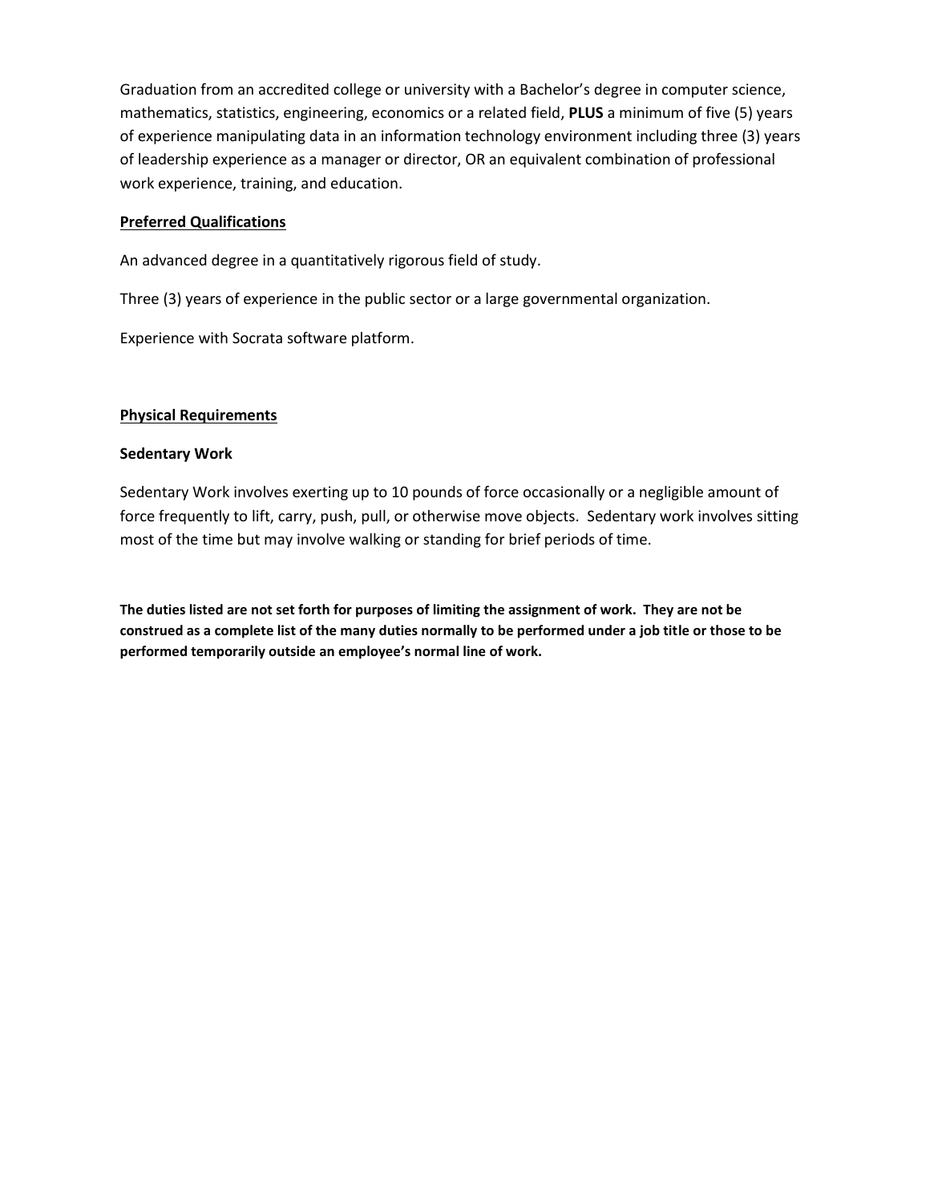Graduation from an accredited college or university with a Bachelor's degree in computer science, mathematics, statistics, engineering, economics or a related field, **PLUS** a minimum of five (5) years of experience manipulating data in an information technology environment including three (3) years of leadership experience as a manager or director, OR an equivalent combination of professional work experience, training, and education.

## Preferred Qualifications

An advanced degree in a quantitatively rigorous field of study.

Three (3) years of experience in the public sector or a large governmental organization.

Experience with Socrata software platform.

## Physical Requirements

### Sedentary Work

Sedentary Work involves exerting up to 10 pounds of force occasionally or a negligible amount of force frequently to lift, carry, push, pull, or otherwise move objects. Sedentary work involves sitting most of the time but may involve walking or standing for brief periods of time.

**The duties listed are not set forth for purposes of limiting the assignment of work. They are not be construed as a complete list of the many duties normally to be performed under a job title or those to be performed temporarily outside an employee's normal line of work.**